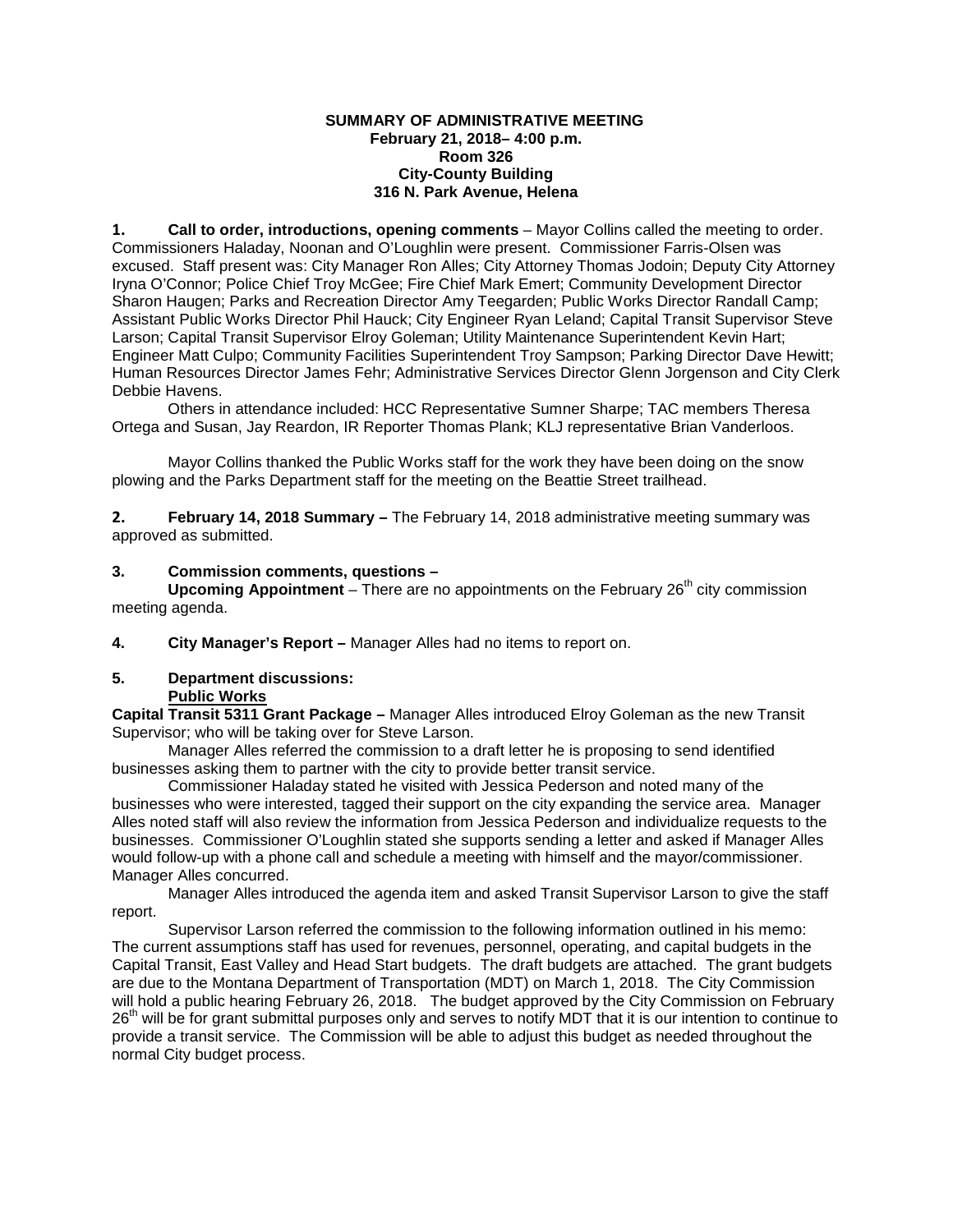**SUMMARY OF ADMINISTRATIVE MEETING**
**February 21, 2018– 4:00 p.m.**
**Room 326**
**City-County Building**
**316 N. Park Avenue, Helena**

**1. Call to order, introductions, opening comments** – Mayor Collins called the meeting to order. Commissioners Haladay, Noonan and O'Loughlin were present. Commissioner Farris-Olsen was excused. Staff present was: City Manager Ron Alles; City Attorney Thomas Jodoin; Deputy City Attorney Iryna O'Connor; Police Chief Troy McGee; Fire Chief Mark Emert; Community Development Director Sharon Haugen; Parks and Recreation Director Amy Teegarden; Public Works Director Randall Camp; Assistant Public Works Director Phil Hauck; City Engineer Ryan Leland; Capital Transit Supervisor Steve Larson; Capital Transit Supervisor Elroy Goleman; Utility Maintenance Superintendent Kevin Hart; Engineer Matt Culpo; Community Facilities Superintendent Troy Sampson; Parking Director Dave Hewitt; Human Resources Director James Fehr; Administrative Services Director Glenn Jorgenson and City Clerk Debbie Havens.

Others in attendance included: HCC Representative Sumner Sharpe; TAC members Theresa Ortega and Susan, Jay Reardon, IR Reporter Thomas Plank; KLJ representative Brian Vanderloos.

Mayor Collins thanked the Public Works staff for the work they have been doing on the snow plowing and the Parks Department staff for the meeting on the Beattie Street trailhead.

**2. February 14, 2018 Summary –** The February 14, 2018 administrative meeting summary was approved as submitted.

**3. Commission comments, questions –**

**Upcoming Appointment** – There are no appointments on the February 26th city commission meeting agenda.

**4. City Manager's Report –** Manager Alles had no items to report on.

**5. Department discussions:**

**Public Works**

**Capital Transit 5311 Grant Package –** Manager Alles introduced Elroy Goleman as the new Transit Supervisor; who will be taking over for Steve Larson.

Manager Alles referred the commission to a draft letter he is proposing to send identified businesses asking them to partner with the city to provide better transit service.

Commissioner Haladay stated he visited with Jessica Pederson and noted many of the businesses who were interested, tagged their support on the city expanding the service area. Manager Alles noted staff will also review the information from Jessica Pederson and individualize requests to the businesses. Commissioner O'Loughlin stated she supports sending a letter and asked if Manager Alles would follow-up with a phone call and schedule a meeting with himself and the mayor/commissioner. Manager Alles concurred.

Manager Alles introduced the agenda item and asked Transit Supervisor Larson to give the staff report.

Supervisor Larson referred the commission to the following information outlined in his memo: The current assumptions staff has used for revenues, personnel, operating, and capital budgets in the Capital Transit, East Valley and Head Start budgets. The draft budgets are attached. The grant budgets are due to the Montana Department of Transportation (MDT) on March 1, 2018. The City Commission will hold a public hearing February 26, 2018. The budget approved by the City Commission on February 26th will be for grant submittal purposes only and serves to notify MDT that it is our intention to continue to provide a transit service. The Commission will be able to adjust this budget as needed throughout the normal City budget process.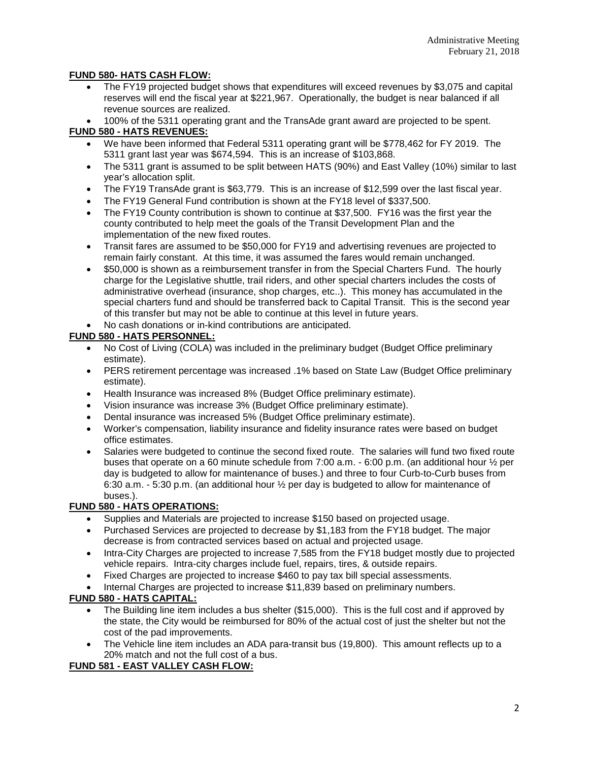**FUND 580- HATS CASH FLOW:**

- The FY19 projected budget shows that expenditures will exceed revenues by $3,075 and capital reserves will end the fiscal year at $221,967. Operationally, the budget is near balanced if all revenue sources are realized.
- 100% of the 5311 operating grant and the TransAde grant award are projected to be spent.

**FUND 580 - HATS REVENUES:**

- We have been informed that Federal 5311 operating grant will be $778,462 for FY 2019. The 5311 grant last year was $674,594. This is an increase of $103,868.
- The 5311 grant is assumed to be split between HATS (90%) and East Valley (10%) similar to last year's allocation split.
- The FY19 TransAde grant is $63,779. This is an increase of $12,599 over the last fiscal year.
- The FY19 General Fund contribution is shown at the FY18 level of $337,500.
- The FY19 County contribution is shown to continue at $37,500. FY16 was the first year the county contributed to help meet the goals of the Transit Development Plan and the implementation of the new fixed routes.
- Transit fares are assumed to be $50,000 for FY19 and advertising revenues are projected to remain fairly constant. At this time, it was assumed the fares would remain unchanged.
- $50,000 is shown as a reimbursement transfer in from the Special Charters Fund. The hourly charge for the Legislative shuttle, trail riders, and other special charters includes the costs of administrative overhead (insurance, shop charges, etc..). This money has accumulated in the special charters fund and should be transferred back to Capital Transit. This is the second year of this transfer but may not be able to continue at this level in future years.
- No cash donations or in-kind contributions are anticipated.

**FUND 580 - HATS PERSONNEL:**

- No Cost of Living (COLA) was included in the preliminary budget (Budget Office preliminary estimate).
- PERS retirement percentage was increased .1% based on State Law (Budget Office preliminary estimate).
- Health Insurance was increased 8% (Budget Office preliminary estimate).
- Vision insurance was increase 3% (Budget Office preliminary estimate).
- Dental insurance was increased 5% (Budget Office preliminary estimate).
- Worker's compensation, liability insurance and fidelity insurance rates were based on budget office estimates.
- Salaries were budgeted to continue the second fixed route. The salaries will fund two fixed route buses that operate on a 60 minute schedule from 7:00 a.m. - 6:00 p.m. (an additional hour ½ per day is budgeted to allow for maintenance of buses.) and three to four Curb-to-Curb buses from 6:30 a.m. - 5:30 p.m. (an additional hour ½ per day is budgeted to allow for maintenance of buses.).

**FUND 580 - HATS OPERATIONS:**

- Supplies and Materials are projected to increase $150 based on projected usage.
- Purchased Services are projected to decrease by $1,183 from the FY18 budget. The major decrease is from contracted services based on actual and projected usage.
- Intra-City Charges are projected to increase 7,585 from the FY18 budget mostly due to projected vehicle repairs. Intra-city charges include fuel, repairs, tires, & outside repairs.
- Fixed Charges are projected to increase $460 to pay tax bill special assessments.
- Internal Charges are projected to increase $11,839 based on preliminary numbers.

**FUND 580 - HATS CAPITAL:**

- The Building line item includes a bus shelter ($15,000). This is the full cost and if approved by the state, the City would be reimbursed for 80% of the actual cost of just the shelter but not the cost of the pad improvements.
- The Vehicle line item includes an ADA para-transit bus (19,800). This amount reflects up to a 20% match and not the full cost of a bus.

**FUND 581 - EAST VALLEY CASH FLOW:**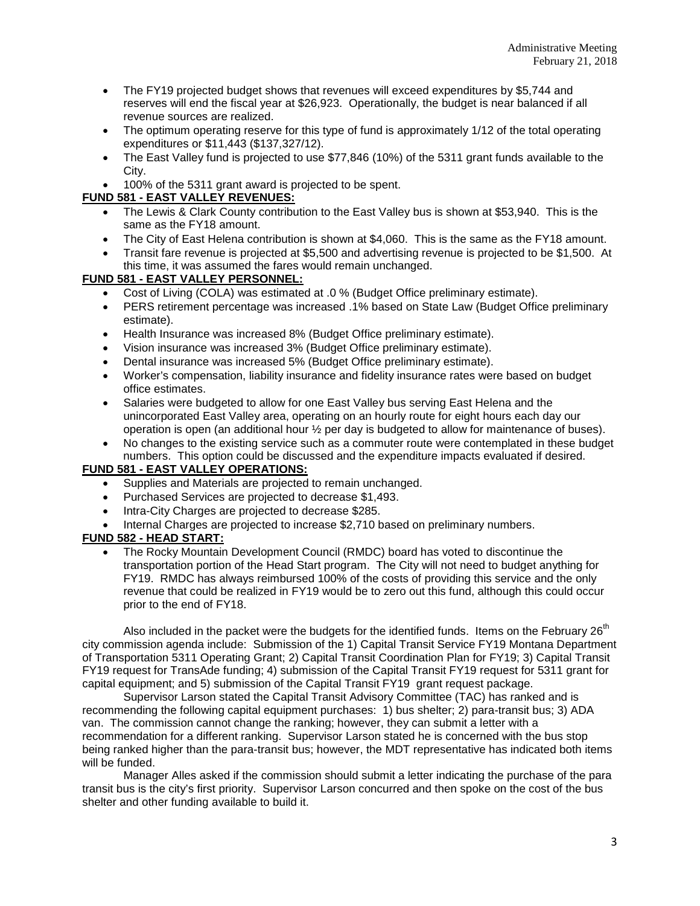- The FY19 projected budget shows that revenues will exceed expenditures by $5,744 and reserves will end the fiscal year at $26,923. Operationally, the budget is near balanced if all revenue sources are realized.
- The optimum operating reserve for this type of fund is approximately 1/12 of the total operating expenditures or $11,443 ($137,327/12).
- The East Valley fund is projected to use $77,846 (10%) of the 5311 grant funds available to the City.
- 100% of the 5311 grant award is projected to be spent.

**FUND 581 - EAST VALLEY REVENUES:**

- The Lewis & Clark County contribution to the East Valley bus is shown at $53,940. This is the same as the FY18 amount.
- The City of East Helena contribution is shown at $4,060. This is the same as the FY18 amount.
- Transit fare revenue is projected at $5,500 and advertising revenue is projected to be $1,500. At this time, it was assumed the fares would remain unchanged.

**FUND 581 - EAST VALLEY PERSONNEL:**

- Cost of Living (COLA) was estimated at .0 % (Budget Office preliminary estimate).
- PERS retirement percentage was increased .1% based on State Law (Budget Office preliminary estimate).
- Health Insurance was increased 8% (Budget Office preliminary estimate).
- Vision insurance was increased 3% (Budget Office preliminary estimate).
- Dental insurance was increased 5% (Budget Office preliminary estimate).
- Worker's compensation, liability insurance and fidelity insurance rates were based on budget office estimates.
- Salaries were budgeted to allow for one East Valley bus serving East Helena and the unincorporated East Valley area, operating on an hourly route for eight hours each day our operation is open (an additional hour ½ per day is budgeted to allow for maintenance of buses).
- No changes to the existing service such as a commuter route were contemplated in these budget numbers. This option could be discussed and the expenditure impacts evaluated if desired.

**FUND 581 - EAST VALLEY OPERATIONS:**

- Supplies and Materials are projected to remain unchanged.
- Purchased Services are projected to decrease $1,493.
- Intra-City Charges are projected to decrease $285.
- Internal Charges are projected to increase $2,710 based on preliminary numbers.

**FUND 582 - HEAD START:**

- The Rocky Mountain Development Council (RMDC) board has voted to discontinue the transportation portion of the Head Start program. The City will not need to budget anything for FY19. RMDC has always reimbursed 100% of the costs of providing this service and the only revenue that could be realized in FY19 would be to zero out this fund, although this could occur prior to the end of FY18.

Also included in the packet were the budgets for the identified funds. Items on the February 26th city commission agenda include: Submission of the 1) Capital Transit Service FY19 Montana Department of Transportation 5311 Operating Grant; 2) Capital Transit Coordination Plan for FY19; 3) Capital Transit FY19 request for TransAde funding; 4) submission of the Capital Transit FY19 request for 5311 grant for capital equipment; and 5) submission of the Capital Transit FY19 grant request package.

Supervisor Larson stated the Capital Transit Advisory Committee (TAC) has ranked and is recommending the following capital equipment purchases: 1) bus shelter; 2) para-transit bus; 3) ADA van. The commission cannot change the ranking; however, they can submit a letter with a recommendation for a different ranking. Supervisor Larson stated he is concerned with the bus stop being ranked higher than the para-transit bus; however, the MDT representative has indicated both items will be funded.

Manager Alles asked if the commission should submit a letter indicating the purchase of the para transit bus is the city's first priority. Supervisor Larson concurred and then spoke on the cost of the bus shelter and other funding available to build it.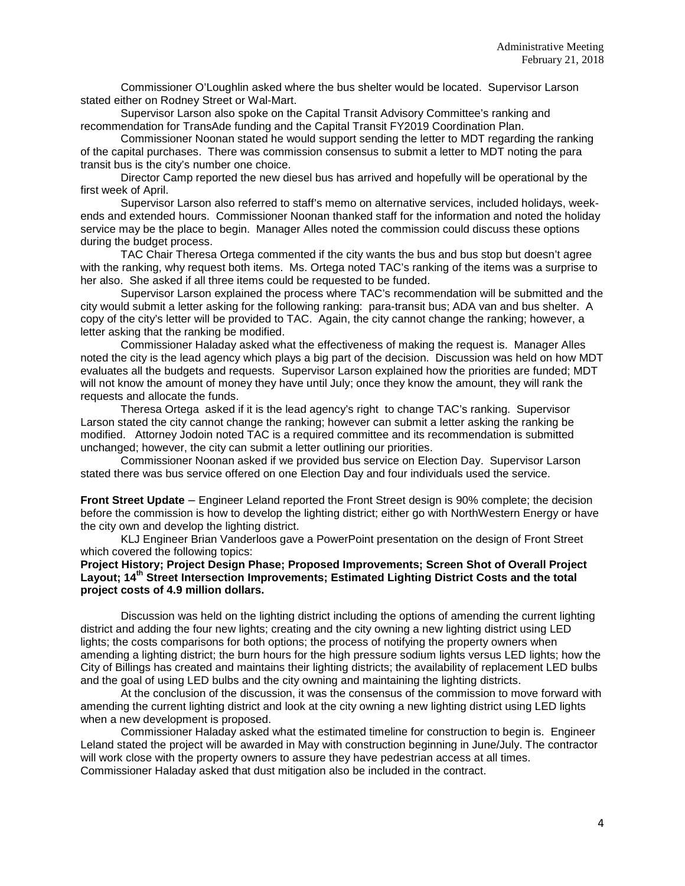Commissioner O'Loughlin asked where the bus shelter would be located. Supervisor Larson stated either on Rodney Street or Wal-Mart.

Supervisor Larson also spoke on the Capital Transit Advisory Committee's ranking and recommendation for TransAde funding and the Capital Transit FY2019 Coordination Plan.

Commissioner Noonan stated he would support sending the letter to MDT regarding the ranking of the capital purchases. There was commission consensus to submit a letter to MDT noting the para transit bus is the city's number one choice.

Director Camp reported the new diesel bus has arrived and hopefully will be operational by the first week of April.

Supervisor Larson also referred to staff's memo on alternative services, included holidays, week-ends and extended hours. Commissioner Noonan thanked staff for the information and noted the holiday service may be the place to begin. Manager Alles noted the commission could discuss these options during the budget process.

TAC Chair Theresa Ortega commented if the city wants the bus and bus stop but doesn't agree with the ranking, why request both items. Ms. Ortega noted TAC's ranking of the items was a surprise to her also. She asked if all three items could be requested to be funded.

Supervisor Larson explained the process where TAC's recommendation will be submitted and the city would submit a letter asking for the following ranking: para-transit bus; ADA van and bus shelter. A copy of the city's letter will be provided to TAC. Again, the city cannot change the ranking; however, a letter asking that the ranking be modified.

Commissioner Haladay asked what the effectiveness of making the request is. Manager Alles noted the city is the lead agency which plays a big part of the decision. Discussion was held on how MDT evaluates all the budgets and requests. Supervisor Larson explained how the priorities are funded; MDT will not know the amount of money they have until July; once they know the amount, they will rank the requests and allocate the funds.

Theresa Ortega asked if it is the lead agency's right to change TAC's ranking. Supervisor Larson stated the city cannot change the ranking; however can submit a letter asking the ranking be modified. Attorney Jodoin noted TAC is a required committee and its recommendation is submitted unchanged; however, the city can submit a letter outlining our priorities.

Commissioner Noonan asked if we provided bus service on Election Day. Supervisor Larson stated there was bus service offered on one Election Day and four individuals used the service.

**Front Street Update** – Engineer Leland reported the Front Street design is 90% complete; the decision before the commission is how to develop the lighting district; either go with NorthWestern Energy or have the city own and develop the lighting district.

KLJ Engineer Brian Vanderloos gave a PowerPoint presentation on the design of Front Street which covered the following topics:
**Project History; Project Design Phase; Proposed Improvements; Screen Shot of Overall Project Layout; 14th Street Intersection Improvements; Estimated Lighting District Costs and the total project costs of 4.9 million dollars.**

Discussion was held on the lighting district including the options of amending the current lighting district and adding the four new lights; creating and the city owning a new lighting district using LED lights; the costs comparisons for both options; the process of notifying the property owners when amending a lighting district; the burn hours for the high pressure sodium lights versus LED lights; how the City of Billings has created and maintains their lighting districts; the availability of replacement LED bulbs and the goal of using LED bulbs and the city owning and maintaining the lighting districts.

At the conclusion of the discussion, it was the consensus of the commission to move forward with amending the current lighting district and look at the city owning a new lighting district using LED lights when a new development is proposed.

Commissioner Haladay asked what the estimated timeline for construction to begin is. Engineer Leland stated the project will be awarded in May with construction beginning in June/July. The contractor will work close with the property owners to assure they have pedestrian access at all times. Commissioner Haladay asked that dust mitigation also be included in the contract.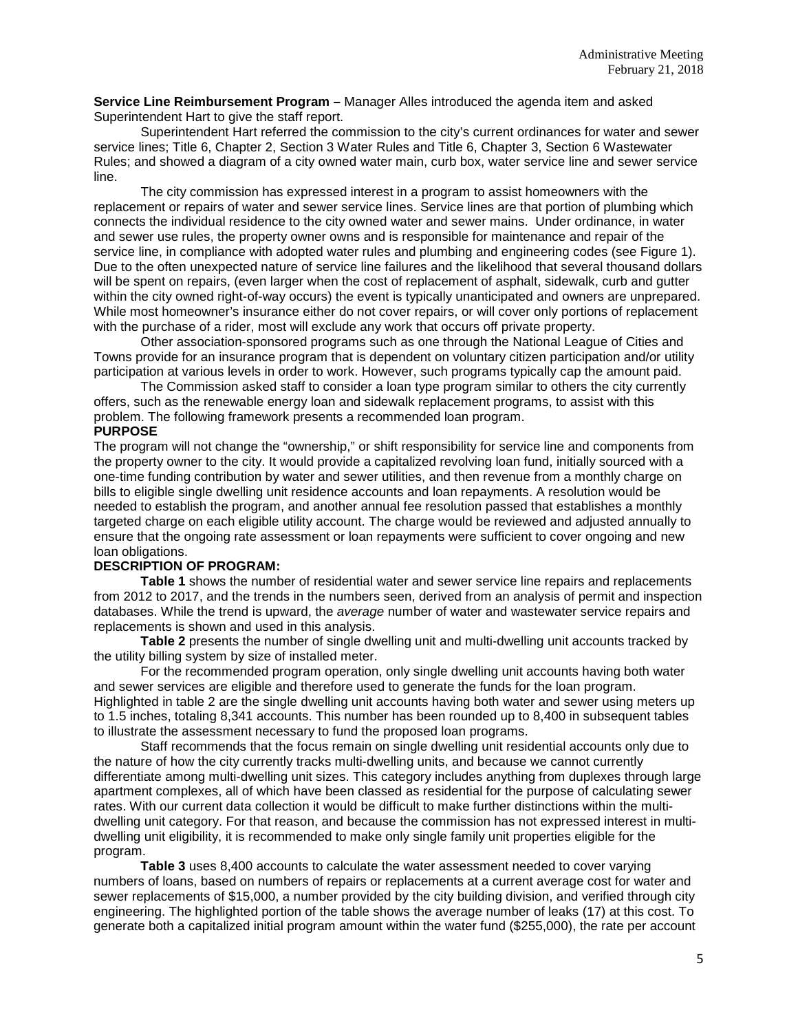**Service Line Reimbursement Program –** Manager Alles introduced the agenda item and asked Superintendent Hart to give the staff report.

Superintendent Hart referred the commission to the city's current ordinances for water and sewer service lines; Title 6, Chapter 2, Section 3 Water Rules and Title 6, Chapter 3, Section 6 Wastewater Rules; and showed a diagram of a city owned water main, curb box, water service line and sewer service line.

The city commission has expressed interest in a program to assist homeowners with the replacement or repairs of water and sewer service lines. Service lines are that portion of plumbing which connects the individual residence to the city owned water and sewer mains. Under ordinance, in water and sewer use rules, the property owner owns and is responsible for maintenance and repair of the service line, in compliance with adopted water rules and plumbing and engineering codes (see Figure 1). Due to the often unexpected nature of service line failures and the likelihood that several thousand dollars will be spent on repairs, (even larger when the cost of replacement of asphalt, sidewalk, curb and gutter within the city owned right-of-way occurs) the event is typically unanticipated and owners are unprepared. While most homeowner's insurance either do not cover repairs, or will cover only portions of replacement with the purchase of a rider, most will exclude any work that occurs off private property.

Other association-sponsored programs such as one through the National League of Cities and Towns provide for an insurance program that is dependent on voluntary citizen participation and/or utility participation at various levels in order to work. However, such programs typically cap the amount paid.

The Commission asked staff to consider a loan type program similar to others the city currently offers, such as the renewable energy loan and sidewalk replacement programs, to assist with this problem. The following framework presents a recommended loan program.

**PURPOSE**

The program will not change the "ownership," or shift responsibility for service line and components from the property owner to the city. It would provide a capitalized revolving loan fund, initially sourced with a one-time funding contribution by water and sewer utilities, and then revenue from a monthly charge on bills to eligible single dwelling unit residence accounts and loan repayments. A resolution would be needed to establish the program, and another annual fee resolution passed that establishes a monthly targeted charge on each eligible utility account. The charge would be reviewed and adjusted annually to ensure that the ongoing rate assessment or loan repayments were sufficient to cover ongoing and new loan obligations.

**DESCRIPTION OF PROGRAM:**

**Table 1** shows the number of residential water and sewer service line repairs and replacements from 2012 to 2017, and the trends in the numbers seen, derived from an analysis of permit and inspection databases. While the trend is upward, the *average* number of water and wastewater service repairs and replacements is shown and used in this analysis.

**Table 2** presents the number of single dwelling unit and multi-dwelling unit accounts tracked by the utility billing system by size of installed meter.

For the recommended program operation, only single dwelling unit accounts having both water and sewer services are eligible and therefore used to generate the funds for the loan program. Highlighted in table 2 are the single dwelling unit accounts having both water and sewer using meters up to 1.5 inches, totaling 8,341 accounts. This number has been rounded up to 8,400 in subsequent tables to illustrate the assessment necessary to fund the proposed loan programs.

Staff recommends that the focus remain on single dwelling unit residential accounts only due to the nature of how the city currently tracks multi-dwelling units, and because we cannot currently differentiate among multi-dwelling unit sizes. This category includes anything from duplexes through large apartment complexes, all of which have been classed as residential for the purpose of calculating sewer rates. With our current data collection it would be difficult to make further distinctions within the multi-dwelling unit category. For that reason, and because the commission has not expressed interest in multi-dwelling unit eligibility, it is recommended to make only single family unit properties eligible for the program.

**Table 3** uses 8,400 accounts to calculate the water assessment needed to cover varying numbers of loans, based on numbers of repairs or replacements at a current average cost for water and sewer replacements of $15,000, a number provided by the city building division, and verified through city engineering. The highlighted portion of the table shows the average number of leaks (17) at this cost. To generate both a capitalized initial program amount within the water fund ($255,000), the rate per account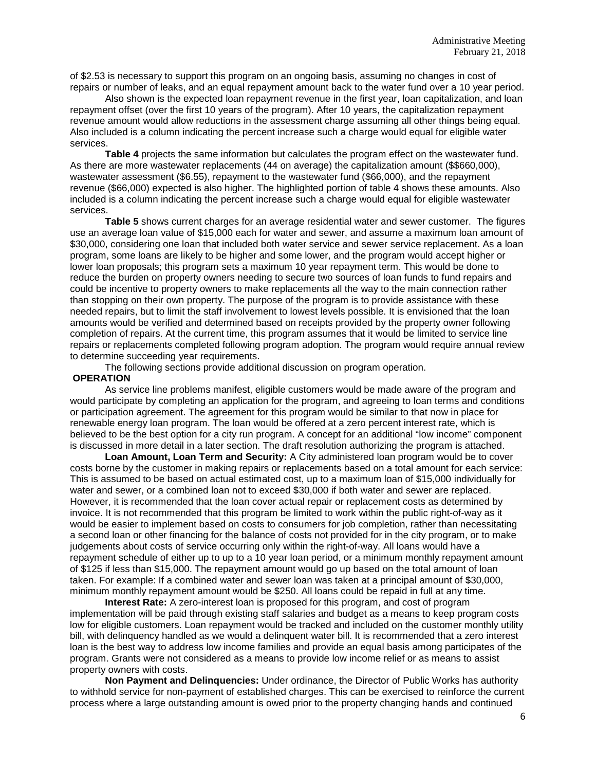of $2.53 is necessary to support this program on an ongoing basis, assuming no changes in cost of repairs or number of leaks, and an equal repayment amount back to the water fund over a 10 year period.

Also shown is the expected loan repayment revenue in the first year, loan capitalization, and loan repayment offset (over the first 10 years of the program). After 10 years, the capitalization repayment revenue amount would allow reductions in the assessment charge assuming all other things being equal. Also included is a column indicating the percent increase such a charge would equal for eligible water services.

**Table 4** projects the same information but calculates the program effect on the wastewater fund. As there are more wastewater replacements (44 on average) the capitalization amount ($$660,000), wastewater assessment ($6.55), repayment to the wastewater fund ($66,000), and the repayment revenue ($66,000) expected is also higher. The highlighted portion of table 4 shows these amounts. Also included is a column indicating the percent increase such a charge would equal for eligible wastewater services.

**Table 5** shows current charges for an average residential water and sewer customer. The figures use an average loan value of $15,000 each for water and sewer, and assume a maximum loan amount of $30,000, considering one loan that included both water service and sewer service replacement. As a loan program, some loans are likely to be higher and some lower, and the program would accept higher or lower loan proposals; this program sets a maximum 10 year repayment term. This would be done to reduce the burden on property owners needing to secure two sources of loan funds to fund repairs and could be incentive to property owners to make replacements all the way to the main connection rather than stopping on their own property. The purpose of the program is to provide assistance with these needed repairs, but to limit the staff involvement to lowest levels possible. It is envisioned that the loan amounts would be verified and determined based on receipts provided by the property owner following completion of repairs. At the current time, this program assumes that it would be limited to service line repairs or replacements completed following program adoption. The program would require annual review to determine succeeding year requirements.

The following sections provide additional discussion on program operation.

**OPERATION**

As service line problems manifest, eligible customers would be made aware of the program and would participate by completing an application for the program, and agreeing to loan terms and conditions or participation agreement. The agreement for this program would be similar to that now in place for renewable energy loan program. The loan would be offered at a zero percent interest rate, which is believed to be the best option for a city run program. A concept for an additional "low income" component is discussed in more detail in a later section. The draft resolution authorizing the program is attached.

**Loan Amount, Loan Term and Security:** A City administered loan program would be to cover costs borne by the customer in making repairs or replacements based on a total amount for each service: This is assumed to be based on actual estimated cost, up to a maximum loan of $15,000 individually for water and sewer, or a combined loan not to exceed $30,000 if both water and sewer are replaced. However, it is recommended that the loan cover actual repair or replacement costs as determined by invoice. It is not recommended that this program be limited to work within the public right-of-way as it would be easier to implement based on costs to consumers for job completion, rather than necessitating a second loan or other financing for the balance of costs not provided for in the city program, or to make judgements about costs of service occurring only within the right-of-way. All loans would have a repayment schedule of either up to up to a 10 year loan period, or a minimum monthly repayment amount of $125 if less than $15,000. The repayment amount would go up based on the total amount of loan taken. For example: If a combined water and sewer loan was taken at a principal amount of $30,000, minimum monthly repayment amount would be $250. All loans could be repaid in full at any time.

**Interest Rate:** A zero-interest loan is proposed for this program, and cost of program implementation will be paid through existing staff salaries and budget as a means to keep program costs low for eligible customers. Loan repayment would be tracked and included on the customer monthly utility bill, with delinquency handled as we would a delinquent water bill. It is recommended that a zero interest loan is the best way to address low income families and provide an equal basis among participates of the program. Grants were not considered as a means to provide low income relief or as means to assist property owners with costs.

**Non Payment and Delinquencies:** Under ordinance, the Director of Public Works has authority to withhold service for non-payment of established charges. This can be exercised to reinforce the current process where a large outstanding amount is owed prior to the property changing hands and continued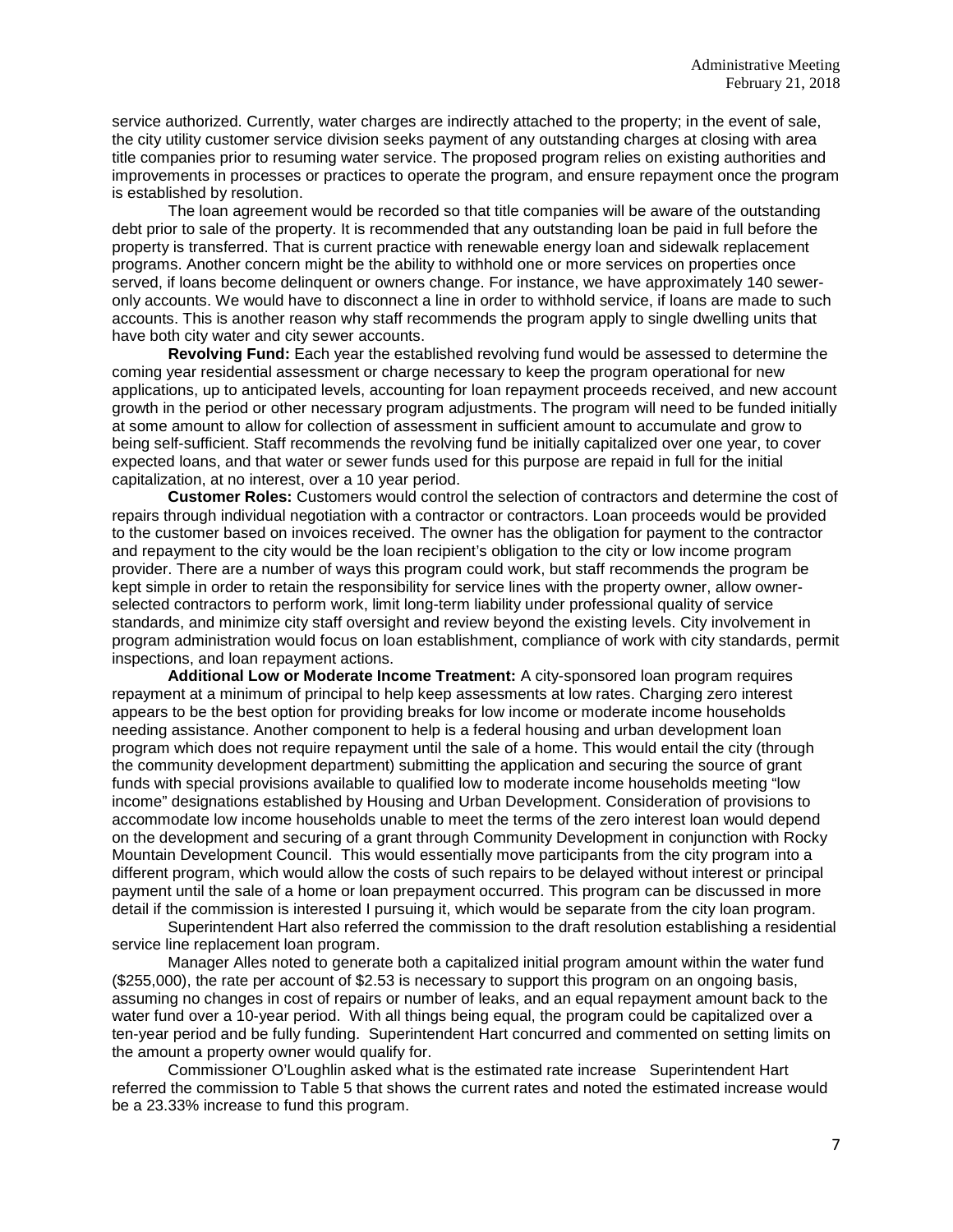service authorized. Currently, water charges are indirectly attached to the property; in the event of sale, the city utility customer service division seeks payment of any outstanding charges at closing with area title companies prior to resuming water service. The proposed program relies on existing authorities and improvements in processes or practices to operate the program, and ensure repayment once the program is established by resolution.

The loan agreement would be recorded so that title companies will be aware of the outstanding debt prior to sale of the property. It is recommended that any outstanding loan be paid in full before the property is transferred. That is current practice with renewable energy loan and sidewalk replacement programs. Another concern might be the ability to withhold one or more services on properties once served, if loans become delinquent or owners change. For instance, we have approximately 140 sewer-only accounts. We would have to disconnect a line in order to withhold service, if loans are made to such accounts. This is another reason why staff recommends the program apply to single dwelling units that have both city water and city sewer accounts.

**Revolving Fund:** Each year the established revolving fund would be assessed to determine the coming year residential assessment or charge necessary to keep the program operational for new applications, up to anticipated levels, accounting for loan repayment proceeds received, and new account growth in the period or other necessary program adjustments. The program will need to be funded initially at some amount to allow for collection of assessment in sufficient amount to accumulate and grow to being self-sufficient. Staff recommends the revolving fund be initially capitalized over one year, to cover expected loans, and that water or sewer funds used for this purpose are repaid in full for the initial capitalization, at no interest, over a 10 year period.

**Customer Roles:** Customers would control the selection of contractors and determine the cost of repairs through individual negotiation with a contractor or contractors. Loan proceeds would be provided to the customer based on invoices received. The owner has the obligation for payment to the contractor and repayment to the city would be the loan recipient's obligation to the city or low income program provider. There are a number of ways this program could work, but staff recommends the program be kept simple in order to retain the responsibility for service lines with the property owner, allow owner-selected contractors to perform work, limit long-term liability under professional quality of service standards, and minimize city staff oversight and review beyond the existing levels. City involvement in program administration would focus on loan establishment, compliance of work with city standards, permit inspections, and loan repayment actions.

**Additional Low or Moderate Income Treatment:** A city-sponsored loan program requires repayment at a minimum of principal to help keep assessments at low rates. Charging zero interest appears to be the best option for providing breaks for low income or moderate income households needing assistance. Another component to help is a federal housing and urban development loan program which does not require repayment until the sale of a home. This would entail the city (through the community development department) submitting the application and securing the source of grant funds with special provisions available to qualified low to moderate income households meeting "low income" designations established by Housing and Urban Development. Consideration of provisions to accommodate low income households unable to meet the terms of the zero interest loan would depend on the development and securing of a grant through Community Development in conjunction with Rocky Mountain Development Council. This would essentially move participants from the city program into a different program, which would allow the costs of such repairs to be delayed without interest or principal payment until the sale of a home or loan prepayment occurred. This program can be discussed in more detail if the commission is interested I pursuing it, which would be separate from the city loan program.

Superintendent Hart also referred the commission to the draft resolution establishing a residential service line replacement loan program.

Manager Alles noted to generate both a capitalized initial program amount within the water fund ($255,000), the rate per account of $2.53 is necessary to support this program on an ongoing basis, assuming no changes in cost of repairs or number of leaks, and an equal repayment amount back to the water fund over a 10-year period. With all things being equal, the program could be capitalized over a ten-year period and be fully funding. Superintendent Hart concurred and commented on setting limits on the amount a property owner would qualify for.

Commissioner O'Loughlin asked what is the estimated rate increase Superintendent Hart referred the commission to Table 5 that shows the current rates and noted the estimated increase would be a 23.33% increase to fund this program.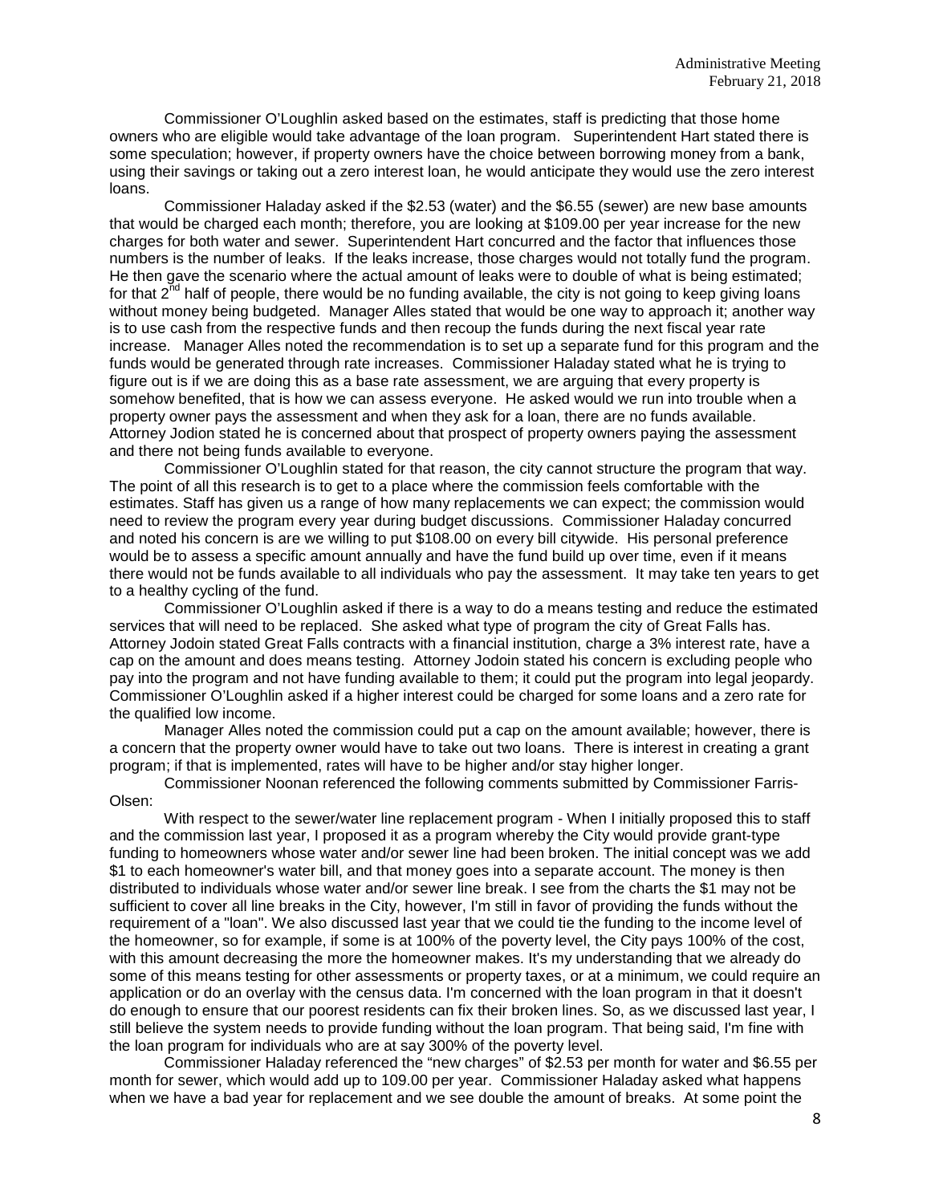Commissioner O'Loughlin asked based on the estimates, staff is predicting that those home owners who are eligible would take advantage of the loan program. Superintendent Hart stated there is some speculation; however, if property owners have the choice between borrowing money from a bank, using their savings or taking out a zero interest loan, he would anticipate they would use the zero interest loans.

Commissioner Haladay asked if the $2.53 (water) and the $6.55 (sewer) are new base amounts that would be charged each month; therefore, you are looking at $109.00 per year increase for the new charges for both water and sewer. Superintendent Hart concurred and the factor that influences those numbers is the number of leaks. If the leaks increase, those charges would not totally fund the program. He then gave the scenario where the actual amount of leaks were to double of what is being estimated; for that 2nd half of people, there would be no funding available, the city is not going to keep giving loans without money being budgeted. Manager Alles stated that would be one way to approach it; another way is to use cash from the respective funds and then recoup the funds during the next fiscal year rate increase. Manager Alles noted the recommendation is to set up a separate fund for this program and the funds would be generated through rate increases. Commissioner Haladay stated what he is trying to figure out is if we are doing this as a base rate assessment, we are arguing that every property is somehow benefited, that is how we can assess everyone. He asked would we run into trouble when a property owner pays the assessment and when they ask for a loan, there are no funds available. Attorney Jodion stated he is concerned about that prospect of property owners paying the assessment and there not being funds available to everyone.

Commissioner O'Loughlin stated for that reason, the city cannot structure the program that way. The point of all this research is to get to a place where the commission feels comfortable with the estimates. Staff has given us a range of how many replacements we can expect; the commission would need to review the program every year during budget discussions. Commissioner Haladay concurred and noted his concern is are we willing to put $108.00 on every bill citywide. His personal preference would be to assess a specific amount annually and have the fund build up over time, even if it means there would not be funds available to all individuals who pay the assessment. It may take ten years to get to a healthy cycling of the fund.

Commissioner O'Loughlin asked if there is a way to do a means testing and reduce the estimated services that will need to be replaced. She asked what type of program the city of Great Falls has. Attorney Jodoin stated Great Falls contracts with a financial institution, charge a 3% interest rate, have a cap on the amount and does means testing. Attorney Jodoin stated his concern is excluding people who pay into the program and not have funding available to them; it could put the program into legal jeopardy. Commissioner O'Loughlin asked if a higher interest could be charged for some loans and a zero rate for the qualified low income.

Manager Alles noted the commission could put a cap on the amount available; however, there is a concern that the property owner would have to take out two loans. There is interest in creating a grant program; if that is implemented, rates will have to be higher and/or stay higher longer.

Commissioner Noonan referenced the following comments submitted by Commissioner Farris-Olsen:

With respect to the sewer/water line replacement program - When I initially proposed this to staff and the commission last year, I proposed it as a program whereby the City would provide grant-type funding to homeowners whose water and/or sewer line had been broken. The initial concept was we add $1 to each homeowner's water bill, and that money goes into a separate account. The money is then distributed to individuals whose water and/or sewer line break. I see from the charts the $1 may not be sufficient to cover all line breaks in the City, however, I'm still in favor of providing the funds without the requirement of a "loan". We also discussed last year that we could tie the funding to the income level of the homeowner, so for example, if some is at 100% of the poverty level, the City pays 100% of the cost, with this amount decreasing the more the homeowner makes. It's my understanding that we already do some of this means testing for other assessments or property taxes, or at a minimum, we could require an application or do an overlay with the census data. I'm concerned with the loan program in that it doesn't do enough to ensure that our poorest residents can fix their broken lines. So, as we discussed last year, I still believe the system needs to provide funding without the loan program. That being said, I'm fine with the loan program for individuals who are at say 300% of the poverty level.

Commissioner Haladay referenced the "new charges" of $2.53 per month for water and $6.55 per month for sewer, which would add up to 109.00 per year. Commissioner Haladay asked what happens when we have a bad year for replacement and we see double the amount of breaks. At some point the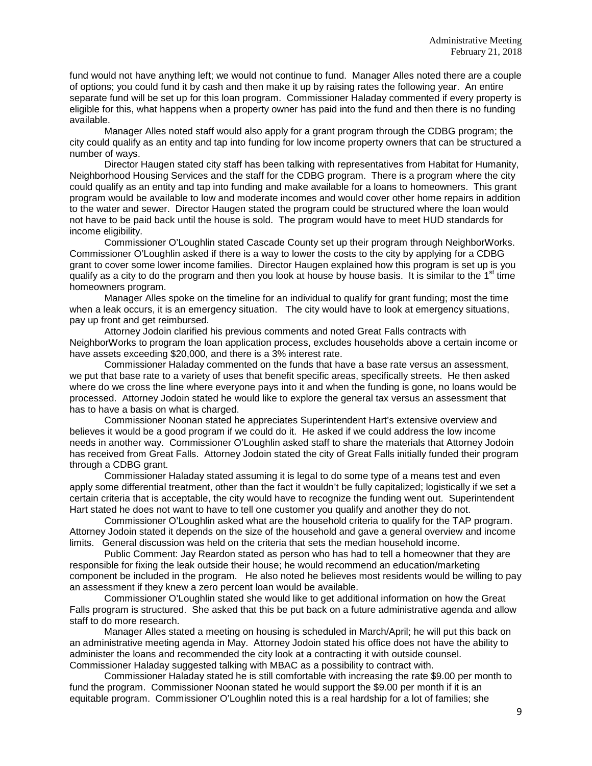fund would not have anything left; we would not continue to fund. Manager Alles noted there are a couple of options; you could fund it by cash and then make it up by raising rates the following year. An entire separate fund will be set up for this loan program. Commissioner Haladay commented if every property is eligible for this, what happens when a property owner has paid into the fund and then there is no funding available.

Manager Alles noted staff would also apply for a grant program through the CDBG program; the city could qualify as an entity and tap into funding for low income property owners that can be structured a number of ways.

Director Haugen stated city staff has been talking with representatives from Habitat for Humanity, Neighborhood Housing Services and the staff for the CDBG program. There is a program where the city could qualify as an entity and tap into funding and make available for a loans to homeowners. This grant program would be available to low and moderate incomes and would cover other home repairs in addition to the water and sewer. Director Haugen stated the program could be structured where the loan would not have to be paid back until the house is sold. The program would have to meet HUD standards for income eligibility.

Commissioner O'Loughlin stated Cascade County set up their program through NeighborWorks. Commissioner O'Loughlin asked if there is a way to lower the costs to the city by applying for a CDBG grant to cover some lower income families. Director Haugen explained how this program is set up is you qualify as a city to do the program and then you look at house by house basis. It is similar to the 1st time homeowners program.

Manager Alles spoke on the timeline for an individual to qualify for grant funding; most the time when a leak occurs, it is an emergency situation. The city would have to look at emergency situations, pay up front and get reimbursed.

Attorney Jodoin clarified his previous comments and noted Great Falls contracts with NeighborWorks to program the loan application process, excludes households above a certain income or have assets exceeding $20,000, and there is a 3% interest rate.

Commissioner Haladay commented on the funds that have a base rate versus an assessment, we put that base rate to a variety of uses that benefit specific areas, specifically streets. He then asked where do we cross the line where everyone pays into it and when the funding is gone, no loans would be processed. Attorney Jodoin stated he would like to explore the general tax versus an assessment that has to have a basis on what is charged.

Commissioner Noonan stated he appreciates Superintendent Hart's extensive overview and believes it would be a good program if we could do it. He asked if we could address the low income needs in another way. Commissioner O'Loughlin asked staff to share the materials that Attorney Jodoin has received from Great Falls. Attorney Jodoin stated the city of Great Falls initially funded their program through a CDBG grant.

Commissioner Haladay stated assuming it is legal to do some type of a means test and even apply some differential treatment, other than the fact it wouldn't be fully capitalized; logistically if we set a certain criteria that is acceptable, the city would have to recognize the funding went out. Superintendent Hart stated he does not want to have to tell one customer you qualify and another they do not.

Commissioner O'Loughlin asked what are the household criteria to qualify for the TAP program. Attorney Jodoin stated it depends on the size of the household and gave a general overview and income limits. General discussion was held on the criteria that sets the median household income.

Public Comment: Jay Reardon stated as person who has had to tell a homeowner that they are responsible for fixing the leak outside their house; he would recommend an education/marketing component be included in the program. He also noted he believes most residents would be willing to pay an assessment if they knew a zero percent loan would be available.

Commissioner O'Loughlin stated she would like to get additional information on how the Great Falls program is structured. She asked that this be put back on a future administrative agenda and allow staff to do more research.

Manager Alles stated a meeting on housing is scheduled in March/April; he will put this back on an administrative meeting agenda in May. Attorney Jodoin stated his office does not have the ability to administer the loans and recommended the city look at a contracting it with outside counsel. Commissioner Haladay suggested talking with MBAC as a possibility to contract with.

Commissioner Haladay stated he is still comfortable with increasing the rate $9.00 per month to fund the program. Commissioner Noonan stated he would support the $9.00 per month if it is an equitable program. Commissioner O'Loughlin noted this is a real hardship for a lot of families; she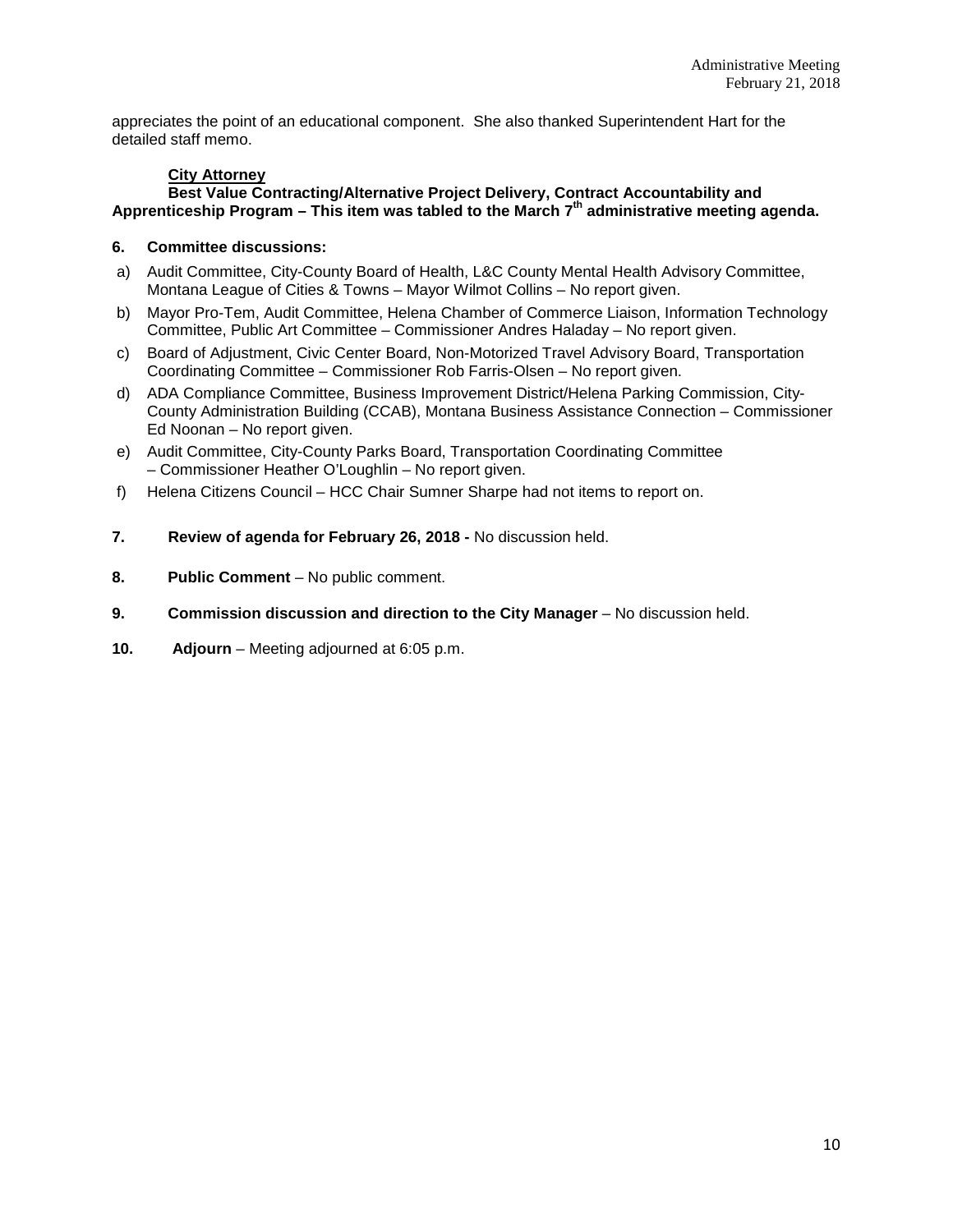appreciates the point of an educational component. She also thanked Superintendent Hart for the detailed staff memo.

**City Attorney**

**Best Value Contracting/Alternative Project Delivery, Contract Accountability and Apprenticeship Program – This item was tabled to the March 7th administrative meeting agenda.**

**6. Committee discussions:**

a) Audit Committee, City-County Board of Health, L&C County Mental Health Advisory Committee, Montana League of Cities & Towns – Mayor Wilmot Collins – No report given.

b) Mayor Pro-Tem, Audit Committee, Helena Chamber of Commerce Liaison, Information Technology Committee, Public Art Committee – Commissioner Andres Haladay – No report given.

c) Board of Adjustment, Civic Center Board, Non-Motorized Travel Advisory Board, Transportation Coordinating Committee – Commissioner Rob Farris-Olsen – No report given.

d) ADA Compliance Committee, Business Improvement District/Helena Parking Commission, City-County Administration Building (CCAB), Montana Business Assistance Connection – Commissioner Ed Noonan – No report given.

e) Audit Committee, City-County Parks Board, Transportation Coordinating Committee – Commissioner Heather O'Loughlin – No report given.

f) Helena Citizens Council – HCC Chair Sumner Sharpe had not items to report on.

**7. Review of agenda for February 26, 2018 -** No discussion held.

**8. Public Comment** – No public comment.

**9. Commission discussion and direction to the City Manager** – No discussion held.

**10. Adjourn** – Meeting adjourned at 6:05 p.m.